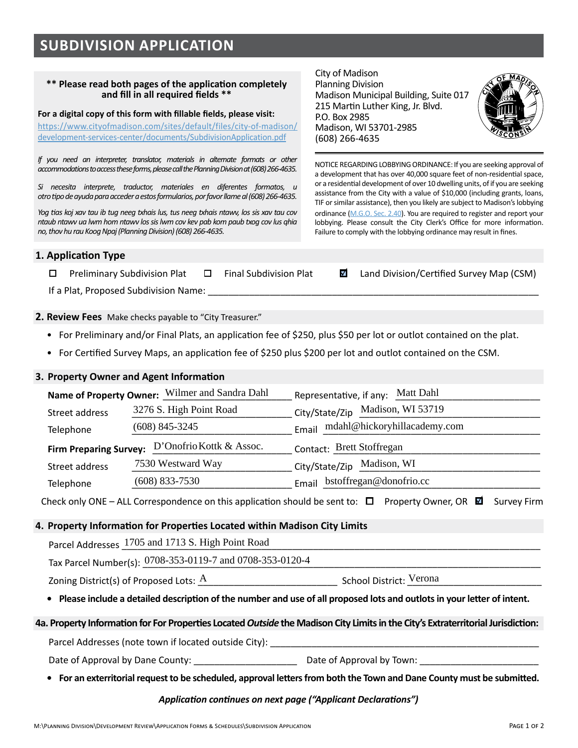# SUBDIVISION APPLICATION

**\*\* Please read both pages of the application completely and fill in all required fields \*\***

**For a digital copy of this form with fillable fields, please visit:**
https://www.cityofmadison.com/sites/default/files/city-of-madison/development-services-center/documents/SubdivisionApplication.pdf

*If you need an interpreter, translator, materials in alternate formats or other accommodations to access these forms, please call the Planning Division at (608) 266-4635.*

*Si necesita interprete, traductor, materiales en diferentes formatos, u otro tipo de ayuda para acceder a estos formularios, por favor llame al (608) 266-4635.*

*Yog tias koj xav tau ib tug neeg txhais lus, tus neeg txhais ntawv, los sis xav tau cov ntaub ntawv ua lwm hom ntawv los sis lwm cov kev pab kom paub txog cov lus qhia no, thov hu rau Koog Npaj (Planning Division) (608) 266-4635.*

City of Madison
Planning Division
Madison Municipal Building, Suite 017
215 Martin Luther King, Jr. Blvd.
P.O. Box 2985
Madison, WI 53701-2985
(608) 266-4635

NOTICE REGARDING LOBBYING ORDINANCE: If you are seeking approval of a development that has over 40,000 square feet of non-residential space, or a residential development of over 10 dwelling units, of if you are seeking assistance from the City with a value of $10,000 (including grants, loans, TIF or similar assistance), then you likely are subject to Madison's lobbying ordinance (M.G.O. Sec. 2.40). You are required to register and report your lobbying. Please consult the City Clerk's Office for more information. Failure to comply with the lobbying ordinance may result in fines.

## 1. Application Type

☐ Preliminary Subdivision Plat ☐ Final Subdivision Plat ☑ Land Division/Certified Survey Map (CSM)

If a Plat, Proposed Subdivision Name: ______

## 2. Review Fees

Make checks payable to "City Treasurer."

- For Preliminary and/or Final Plats, an application fee of $250, plus $50 per lot or outlot contained on the plat.
- For Certified Survey Maps, an application fee of $250 plus $200 per lot and outlot contained on the CSM.

## 3. Property Owner and Agent Information

**Name of Property Owner:** Wilmer and Sandra Dahl
Representative, if any: Matt Dahl
Street address: 3276 S. High Point Road
City/State/Zip: Madison, WI 53719
Telephone: (608) 845-3245
Email: mdahl@hickoryhillacademy.com

**Firm Preparing Survey:** D'Onofrio Kottk & Assoc.
Contact: Brett Stoffregan
Street address: 7530 Westward Way
City/State/Zip: Madison, WI
Telephone: (608) 833-7530
Email: bstoffregan@donofrio.cc

Check only ONE – ALL Correspondence on this application should be sent to: ☐ Property Owner, OR ☑ Survey Firm

## 4. Property Information for Properties Located within Madison City Limits

Parcel Addresses: 1705 and 1713 S. High Point Road
Tax Parcel Number(s): 0708-353-0119-7 and 0708-353-0120-4
Zoning District(s) of Proposed Lots: A
School District: Verona

- **Please include a detailed description of the number and use of all proposed lots and outlots in your letter of intent.**

## 4a. Property Information for For Properties Located *Outside* the Madison City Limits in the City's Extraterritorial Jurisdiction:

Parcel Addresses (note town if located outside City): ______
Date of Approval by Dane County: ______
Date of Approval by Town: ______

- **For an exterritorial request to be scheduled, approval letters from both the Town and Dane County must be submitted.**

***Application continues on next page ("Applicant Declarations")***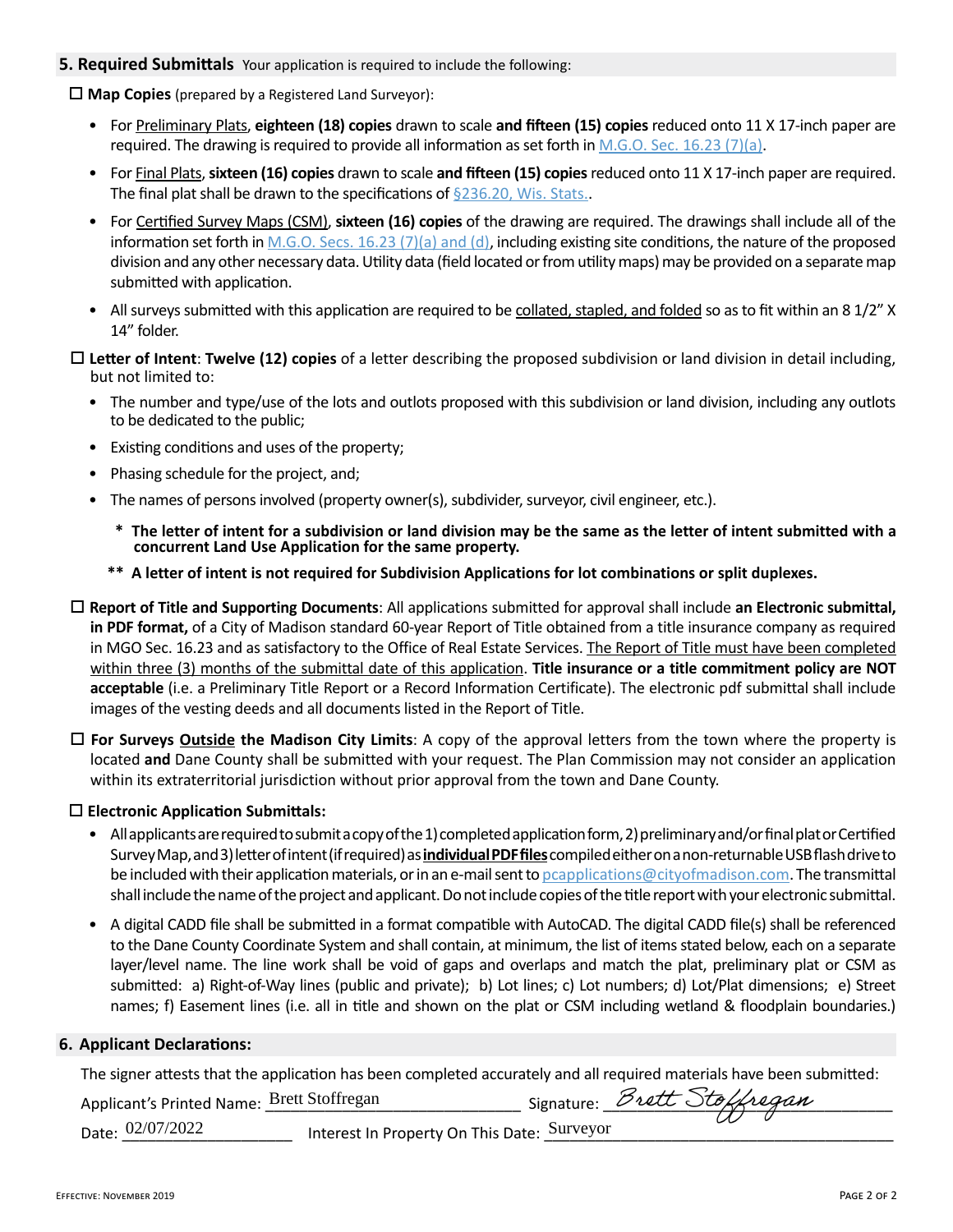## 5. Required Submittals Your application is required to include the following:

☐ **Map Copies** (prepared by a Registered Land Surveyor):

- For Preliminary Plats, **eighteen (18) copies** drawn to scale **and fifteen (15) copies** reduced onto 11 X 17-inch paper are required. The drawing is required to provide all information as set forth in M.G.O. Sec. 16.23 (7)(a).
- For Final Plats, **sixteen (16) copies** drawn to scale **and fifteen (15) copies** reduced onto 11 X 17-inch paper are required. The final plat shall be drawn to the specifications of §236.20, Wis. Stats..
- For Certified Survey Maps (CSM), **sixteen (16) copies** of the drawing are required. The drawings shall include all of the information set forth in M.G.O. Secs. 16.23 (7)(a) and (d), including existing site conditions, the nature of the proposed division and any other necessary data. Utility data (field located or from utility maps) may be provided on a separate map submitted with application.
- All surveys submitted with this application are required to be collated, stapled, and folded so as to fit within an 8 1/2" X 14" folder.

☐ **Letter of Intent**: **Twelve (12) copies** of a letter describing the proposed subdivision or land division in detail including, but not limited to:

- The number and type/use of the lots and outlots proposed with this subdivision or land division, including any outlots to be dedicated to the public;
- Existing conditions and uses of the property;
- Phasing schedule for the project, and;
- The names of persons involved (property owner(s), subdivider, surveyor, civil engineer, etc.).

**\* The letter of intent for a subdivision or land division may be the same as the letter of intent submitted with a concurrent Land Use Application for the same property.**

**\*\* A letter of intent is not required for Subdivision Applications for lot combinations or split duplexes.**

☐ **Report of Title and Supporting Documents**: All applications submitted for approval shall include **an Electronic submittal, in PDF format,** of a City of Madison standard 60-year Report of Title obtained from a title insurance company as required in MGO Sec. 16.23 and as satisfactory to the Office of Real Estate Services. The Report of Title must have been completed within three (3) months of the submittal date of this application. **Title insurance or a title commitment policy are NOT acceptable** (i.e. a Preliminary Title Report or a Record Information Certificate). The electronic pdf submittal shall include images of the vesting deeds and all documents listed in the Report of Title.

☐ **For Surveys Outside the Madison City Limits**: A copy of the approval letters from the town where the property is located **and** Dane County shall be submitted with your request. The Plan Commission may not consider an application within its extraterritorial jurisdiction without prior approval from the town and Dane County.

☐ **Electronic Application Submittals:**

- All applicants are required to submit a copy of the 1) completed application form, 2) preliminary and/or final plat or Certified Survey Map, and 3) letter of intent (if required) as **individual PDF files** compiled either on a non-returnable USB flash drive to be included with their application materials, or in an e-mail sent to pcapplications@cityofmadison.com. The transmittal shall include the name of the project and applicant. Do not include copies of the title report with your electronic submittal.
- A digital CADD file shall be submitted in a format compatible with AutoCAD. The digital CADD file(s) shall be referenced to the Dane County Coordinate System and shall contain, at minimum, the list of items stated below, each on a separate layer/level name. The line work shall be void of gaps and overlaps and match the plat, preliminary plat or CSM as submitted: a) Right-of-Way lines (public and private); b) Lot lines; c) Lot numbers; d) Lot/Plat dimensions; e) Street names; f) Easement lines (i.e. all in title and shown on the plat or CSM including wetland & floodplain boundaries.)

## 6. Applicant Declarations:

The signer attests that the application has been completed accurately and all required materials have been submitted:

Applicant's Printed Name: Brett Stoffregan Signature: Brett Stoffregan

Date: 02/07/2022 Interest In Property On This Date: Surveyor

Effective: November 2019